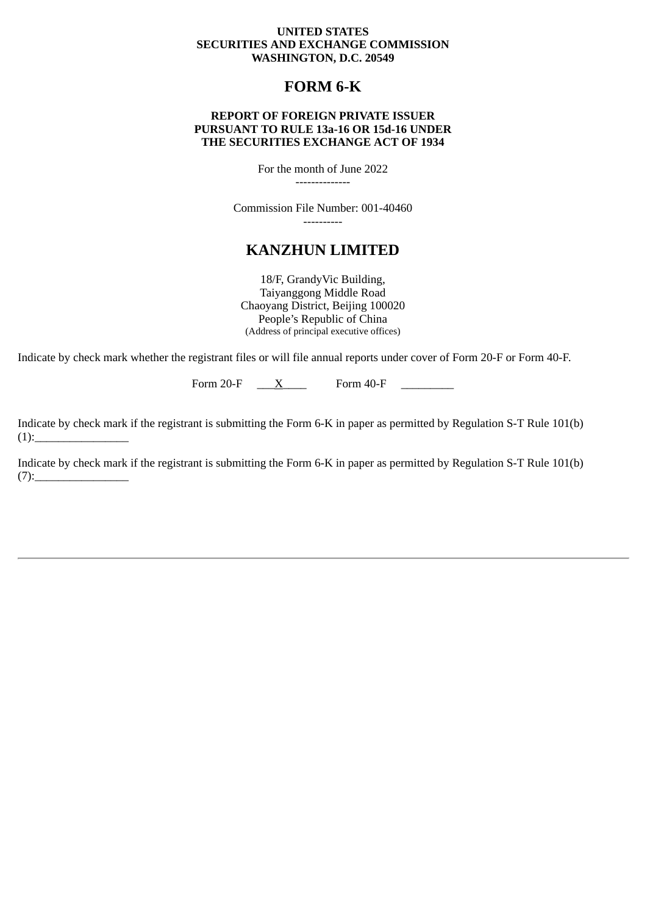**UNITED STATES**
**SECURITIES AND EXCHANGE COMMISSION**
**WASHINGTON, D.C. 20549**

# FORM 6-K

**REPORT OF FOREIGN PRIVATE ISSUER**
**PURSUANT TO RULE 13a-16 OR 15d-16 UNDER**
**THE SECURITIES EXCHANGE ACT OF 1934**

For the month of June 2022

--------------

Commission File Number: 001-40460

----------

# KANZHUN LIMITED

18/F, GrandyVic Building,
Taiyanggong Middle Road
Chaoyang District, Beijing 100020
People's Republic of China
(Address of principal executive offices)

Indicate by check mark whether the registrant files or will file annual reports under cover of Form 20-F or Form 40-F.

Form 20-F ___X____ Form 40-F _________

Indicate by check mark if the registrant is submitting the Form 6-K in paper as permitted by Regulation S-T Rule 101(b)(1):________________

Indicate by check mark if the registrant is submitting the Form 6-K in paper as permitted by Regulation S-T Rule 101(b)(7):________________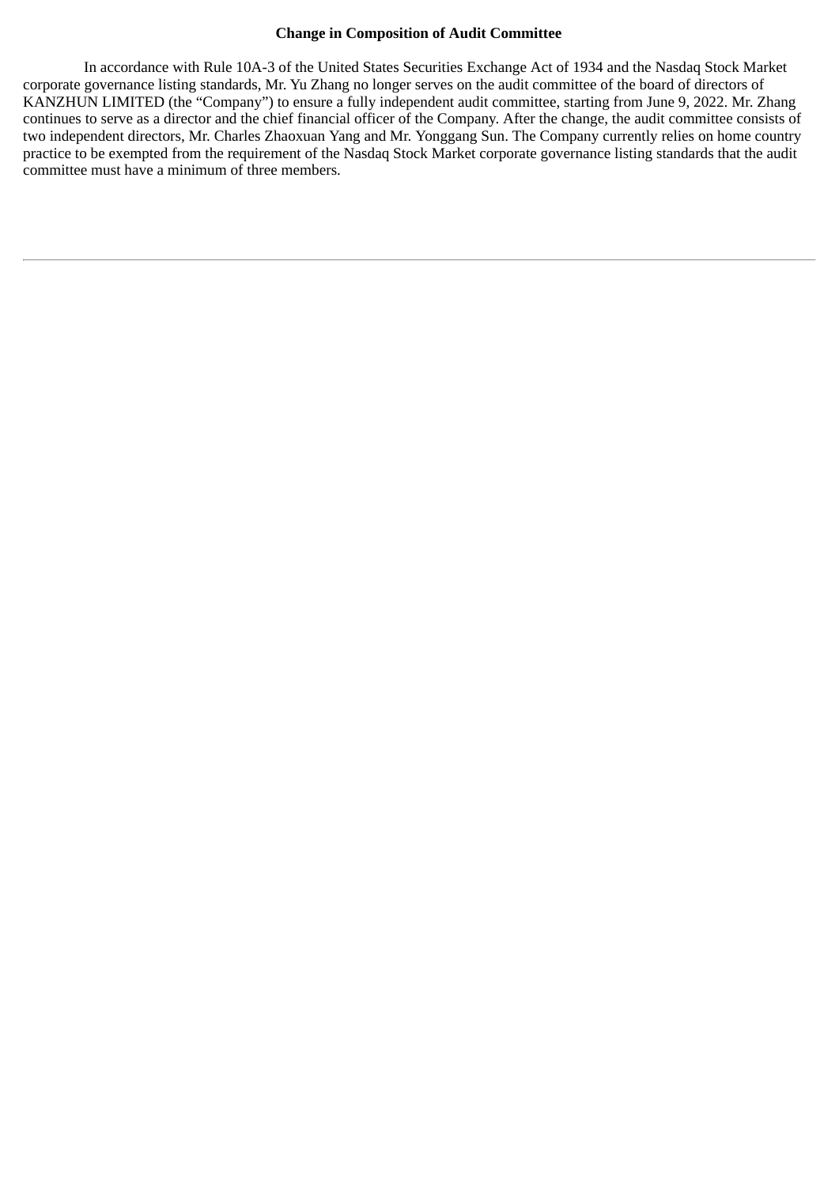**Change in Composition of Audit Committee**

In accordance with Rule 10A-3 of the United States Securities Exchange Act of 1934 and the Nasdaq Stock Market corporate governance listing standards, Mr. Yu Zhang no longer serves on the audit committee of the board of directors of KANZHUN LIMITED (the "Company") to ensure a fully independent audit committee, starting from June 9, 2022. Mr. Zhang continues to serve as a director and the chief financial officer of the Company. After the change, the audit committee consists of two independent directors, Mr. Charles Zhaoxuan Yang and Mr. Yonggang Sun. The Company currently relies on home country practice to be exempted from the requirement of the Nasdaq Stock Market corporate governance listing standards that the audit committee must have a minimum of three members.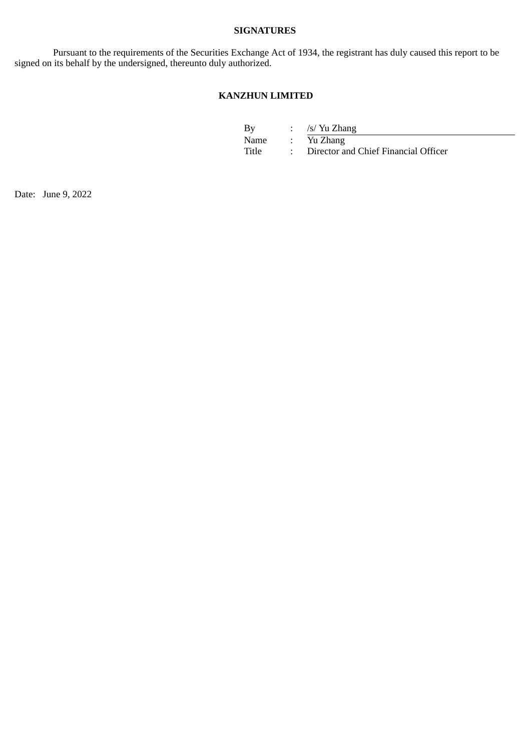**SIGNATURES**

Pursuant to the requirements of the Securities Exchange Act of 1934, the registrant has duly caused this report to be signed on its behalf by the undersigned, thereunto duly authorized.

**KANZHUN LIMITED**

| | | |
|---|---|---|
| By | : | /s/ Yu Zhang |
| Name | : | Yu Zhang |
| Title | : | Director and Chief Financial Officer |

Date: June 9, 2022